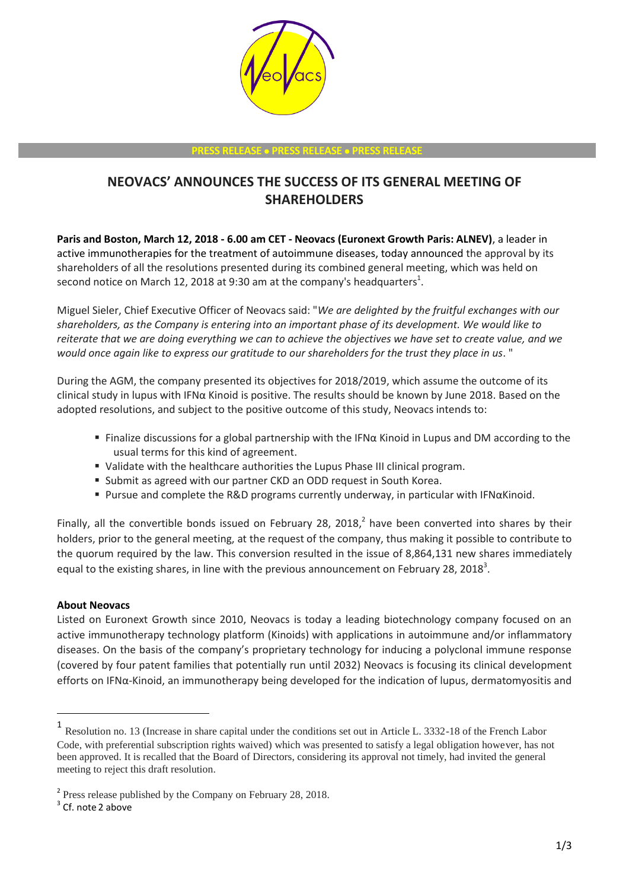PRESS RELEASE ● PRESS RELEASE ● PRESS RELEASE

# NEOVACS' ANNOUNCES THE SUCCESS OF ITS GENERAL MEETING OF SHAREHOLDERS

**Paris and Boston, March 12, 2018 - 6.00 am CET - Neovacs (Euronext Growth Paris: ALNEV)**, a leader in active immunotherapies for the treatment of autoimmune diseases, today announced the approval by its shareholders of all the resolutions presented during its combined general meeting, which was held on second notice on March 12, 2018 at 9:30 am at the company's headquarters[1].

Miguel Sieler, Chief Executive Officer of Neovacs said: "*We are delighted by the fruitful exchanges with our shareholders, as the Company is entering into an important phase of its development. We would like to reiterate that we are doing everything we can to achieve the objectives we have set to create value, and we would once again like to express our gratitude to our shareholders for the trust they place in us*. "

During the AGM, the company presented its objectives for 2018/2019, which assume the outcome of its clinical study in lupus with IFNα Kinoid is positive. The results should be known by June 2018. Based on the adopted resolutions, and subject to the positive outcome of this study, Neovacs intends to:

- Finalize discussions for a global partnership with the IFNα Kinoid in Lupus and DM according to the usual terms for this kind of agreement.
- Validate with the healthcare authorities the Lupus Phase III clinical program.
- Submit as agreed with our partner CKD an ODD request in South Korea.
- Pursue and complete the R&D programs currently underway, in particular with IFNαKinoid.

Finally, all the convertible bonds issued on February 28, 2018,[2] have been converted into shares by their holders, prior to the general meeting, at the request of the company, thus making it possible to contribute to the quorum required by the law. This conversion resulted in the issue of 8,864,131 new shares immediately equal to the existing shares, in line with the previous announcement on February 28, 2018[3].

**About Neovacs**

Listed on Euronext Growth since 2010, Neovacs is today a leading biotechnology company focused on an active immunotherapy technology platform (Kinoids) with applications in autoimmune and/or inflammatory diseases. On the basis of the company's proprietary technology for inducing a polyclonal immune response (covered by four patent families that potentially run until 2032) Neovacs is focusing its clinical development efforts on IFNα-Kinoid, an immunotherapy being developed for the indication of lupus, dermatomyositis and

---

[1] Resolution no. 13 (Increase in share capital under the conditions set out in Article L. 3332-18 of the French Labor Code, with preferential subscription rights waived) which was presented to satisfy a legal obligation however, has not been approved. It is recalled that the Board of Directors, considering its approval not timely, had invited the general meeting to reject this draft resolution.

[2] Press release published by the Company on February 28, 2018.

[3] Cf. note 2 above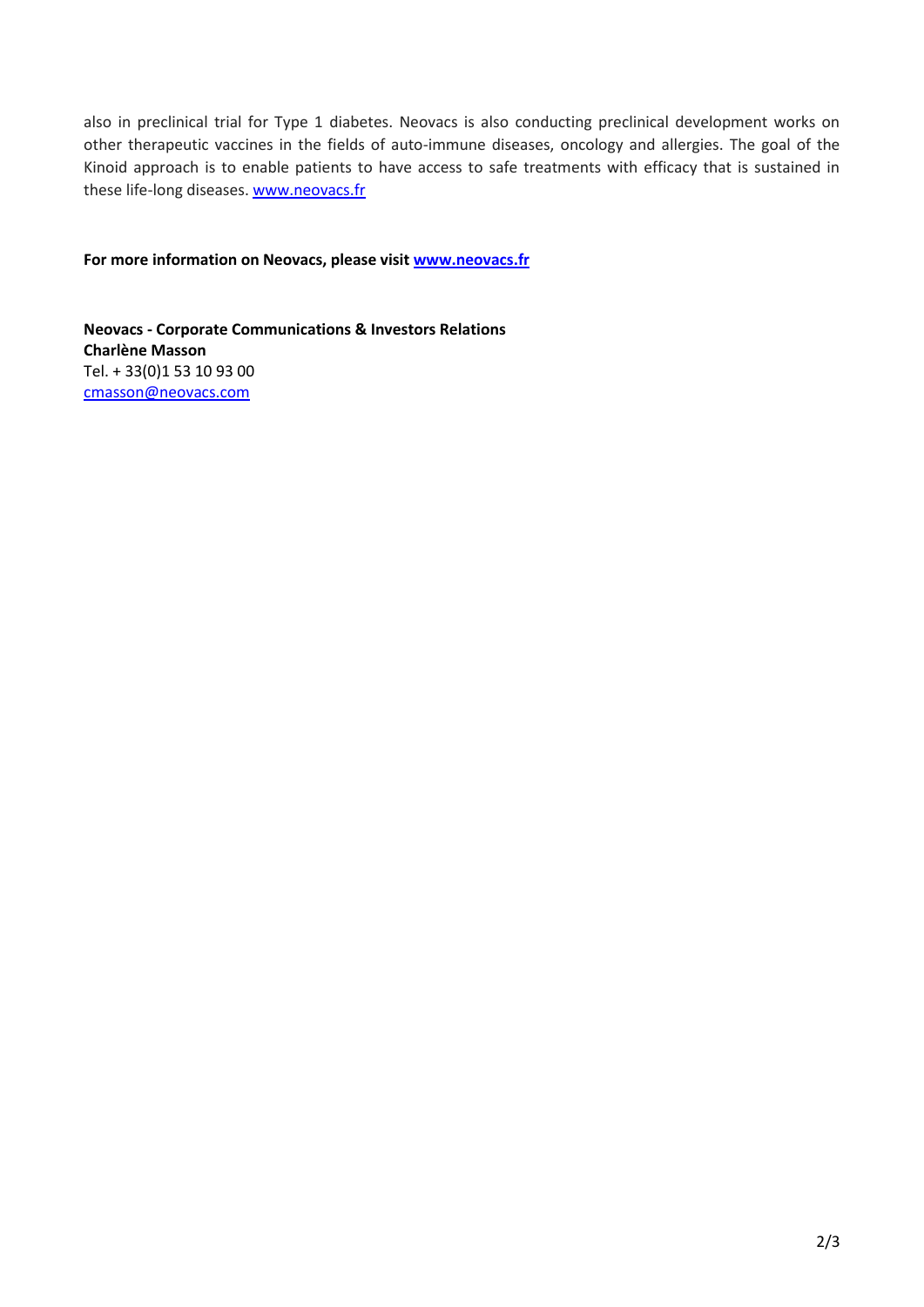also in preclinical trial for Type 1 diabetes. Neovacs is also conducting preclinical development works on other therapeutic vaccines in the fields of auto-immune diseases, oncology and allergies. The goal of the Kinoid approach is to enable patients to have access to safe treatments with efficacy that is sustained in these life-long diseases. www.neovacs.fr

**For more information on Neovacs, please visit www.neovacs.fr**

**Neovacs - Corporate Communications & Investors Relations**
**Charlène Masson**
Tel. + 33(0)1 53 10 93 00
cmasson@neovacs.com